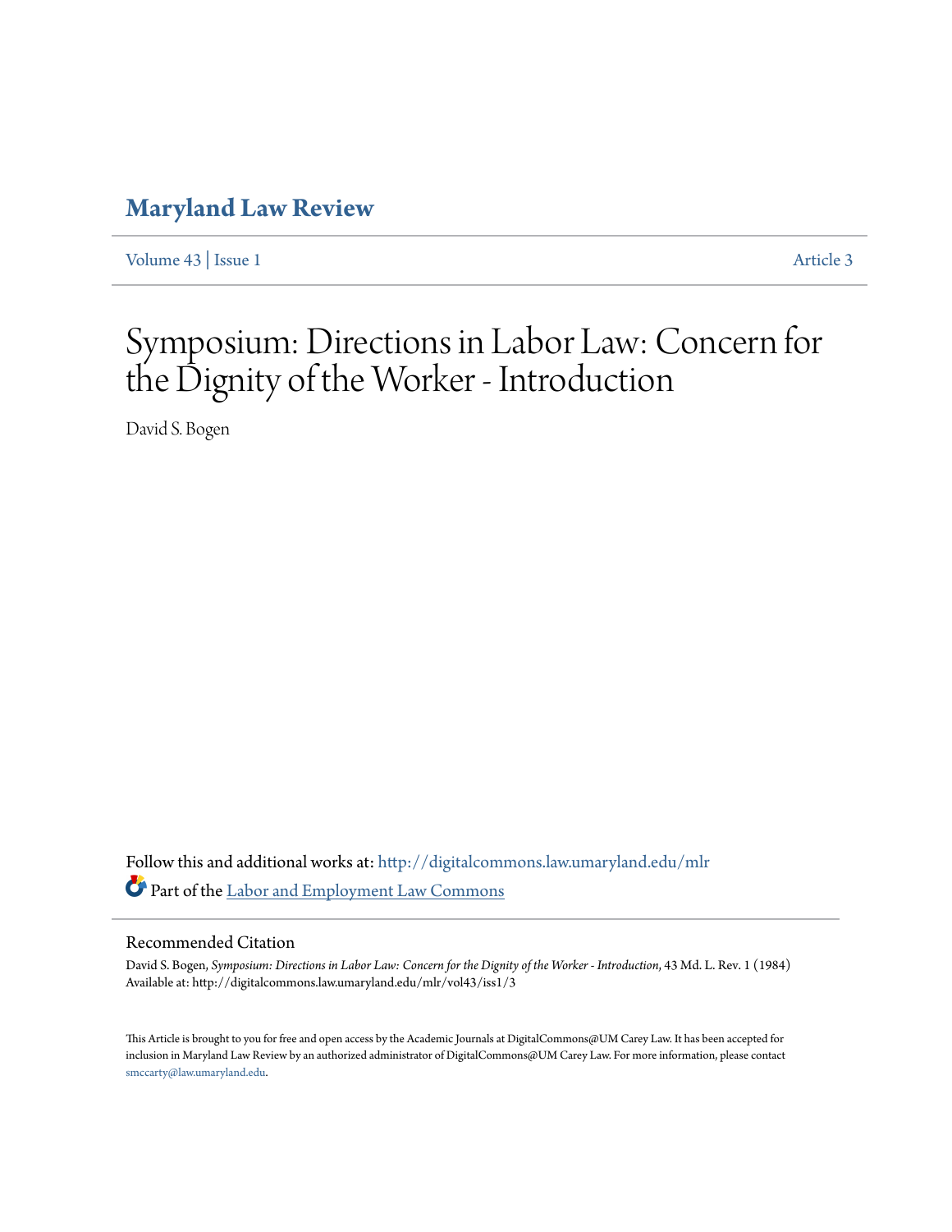# Maryland Law Review

Volume 43 | Issue 1 Article 3

# Symposium: Directions in Labor Law: Concern for the Dignity of the Worker - Introduction

David S. Bogen

Follow this and additional works at: http://digitalcommons.law.umaryland.edu/mlr

Part of the Labor and Employment Law Commons

## Recommended Citation

David S. Bogen, *Symposium: Directions in Labor Law: Concern for the Dignity of the Worker - Introduction*, 43 Md. L. Rev. 1 (1984)
Available at: http://digitalcommons.law.umaryland.edu/mlr/vol43/iss1/3

This Article is brought to you for free and open access by the Academic Journals at DigitalCommons@UM Carey Law. It has been accepted for inclusion in Maryland Law Review by an authorized administrator of DigitalCommons@UM Carey Law. For more information, please contact smccarty@law.umaryland.edu.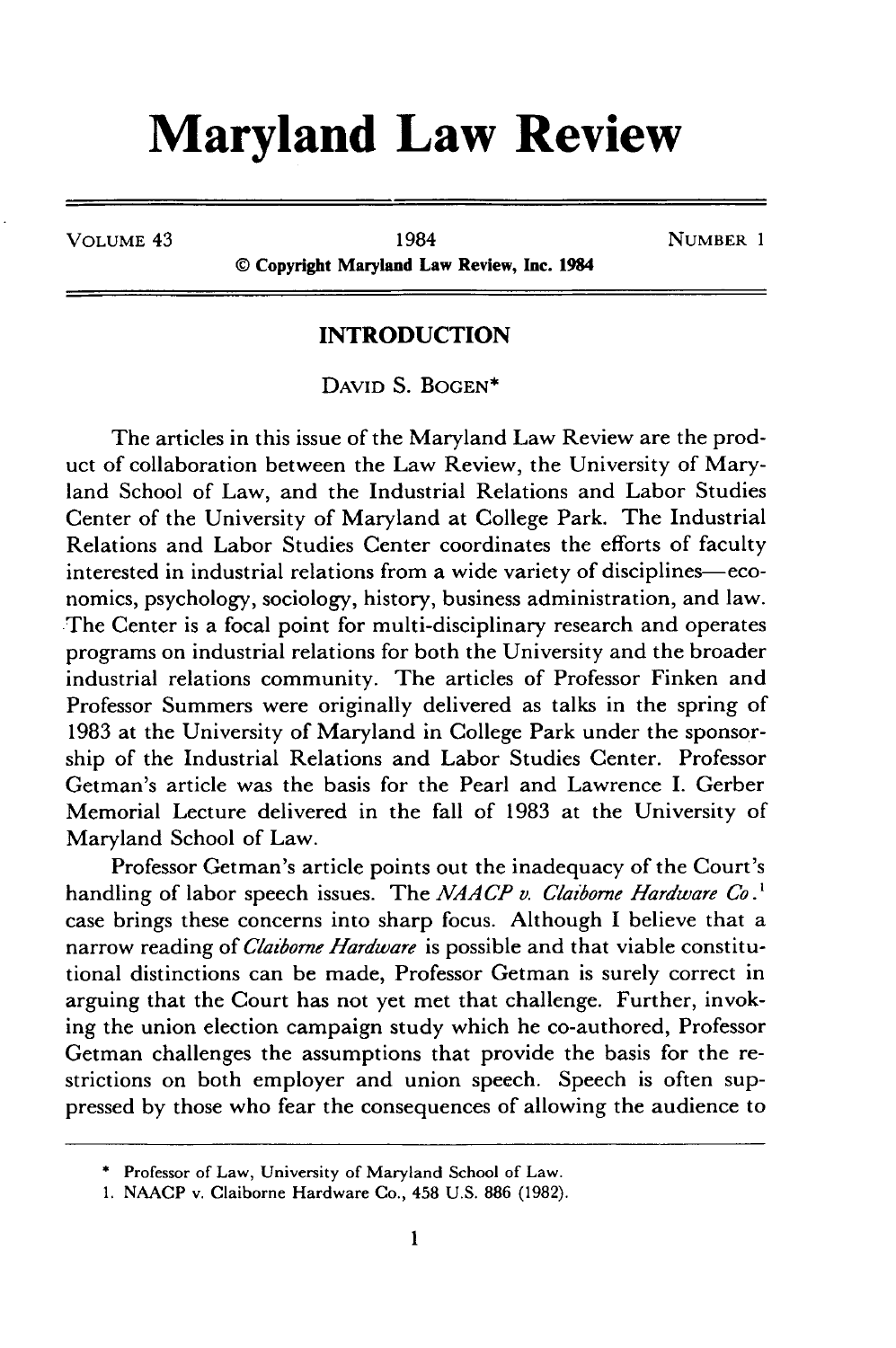# Maryland Law Review

VOLUME 43 | 1984 | NUMBER 1

© Copyright Maryland Law Review, Inc. 1984

## INTRODUCTION

DAVID S. BOGEN*

The articles in this issue of the Maryland Law Review are the product of collaboration between the Law Review, the University of Maryland School of Law, and the Industrial Relations and Labor Studies Center of the University of Maryland at College Park. The Industrial Relations and Labor Studies Center coordinates the efforts of faculty interested in industrial relations from a wide variety of disciplines—economics, psychology, sociology, history, business administration, and law. The Center is a focal point for multi-disciplinary research and operates programs on industrial relations for both the University and the broader industrial relations community. The articles of Professor Finken and Professor Summers were originally delivered as talks in the spring of 1983 at the University of Maryland in College Park under the sponsorship of the Industrial Relations and Labor Studies Center. Professor Getman's article was the basis for the Pearl and Lawrence I. Gerber Memorial Lecture delivered in the fall of 1983 at the University of Maryland School of Law.

Professor Getman's article points out the inadequacy of the Court's handling of labor speech issues. The *NAACP v. Claiborne Hardware Co.*[1] case brings these concerns into sharp focus. Although I believe that a narrow reading of *Claiborne Hardware* is possible and that viable constitutional distinctions can be made, Professor Getman is surely correct in arguing that the Court has not yet met that challenge. Further, invoking the union election campaign study which he co-authored, Professor Getman challenges the assumptions that provide the basis for the restrictions on both employer and union speech. Speech is often suppressed by those who fear the consequences of allowing the audience to

---

\* Professor of Law, University of Maryland School of Law.

1. NAACP v. Claiborne Hardware Co., 458 U.S. 886 (1982).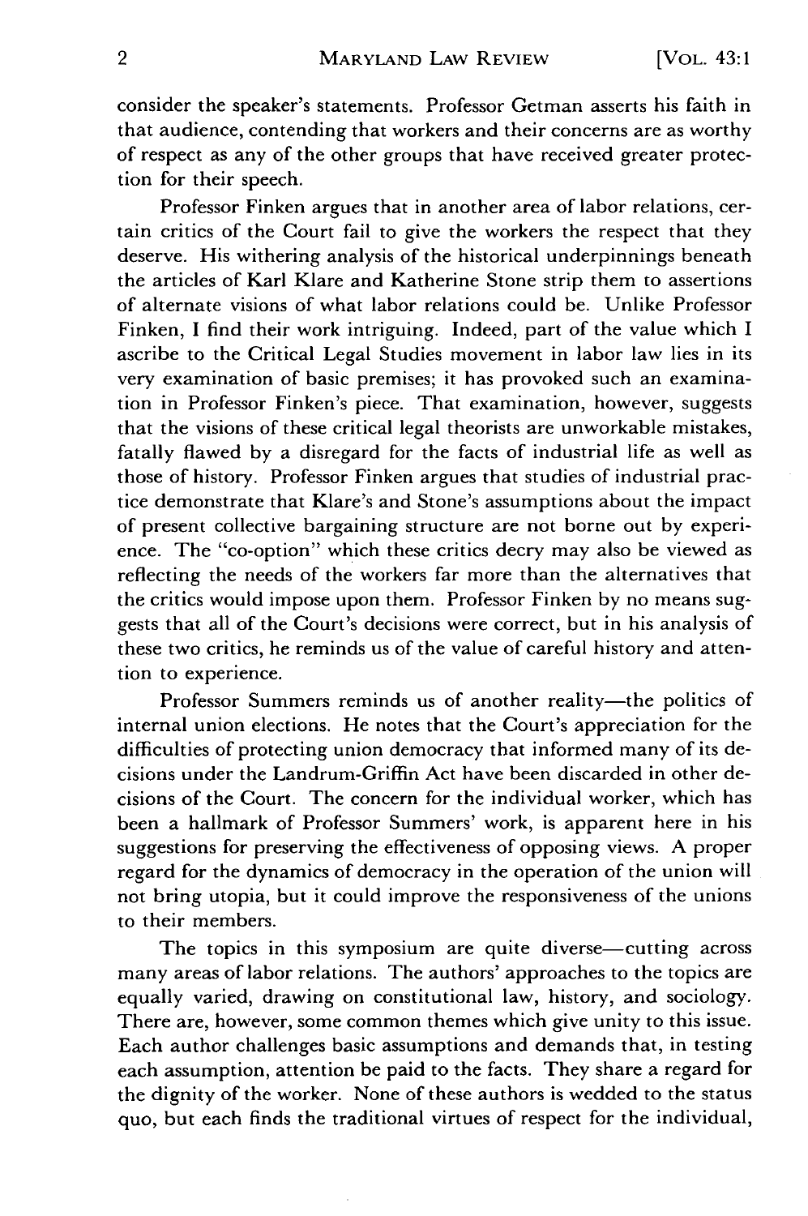consider the speaker's statements. Professor Getman asserts his faith in that audience, contending that workers and their concerns are as worthy of respect as any of the other groups that have received greater protection for their speech.

Professor Finken argues that in another area of labor relations, certain critics of the Court fail to give the workers the respect that they deserve. His withering analysis of the historical underpinnings beneath the articles of Karl Klare and Katherine Stone strip them to assertions of alternate visions of what labor relations could be. Unlike Professor Finken, I find their work intriguing. Indeed, part of the value which I ascribe to the Critical Legal Studies movement in labor law lies in its very examination of basic premises; it has provoked such an examination in Professor Finken's piece. That examination, however, suggests that the visions of these critical legal theorists are unworkable mistakes, fatally flawed by a disregard for the facts of industrial life as well as those of history. Professor Finken argues that studies of industrial practice demonstrate that Klare's and Stone's assumptions about the impact of present collective bargaining structure are not borne out by experience. The "co-option" which these critics decry may also be viewed as reflecting the needs of the workers far more than the alternatives that the critics would impose upon them. Professor Finken by no means suggests that all of the Court's decisions were correct, but in his analysis of these two critics, he reminds us of the value of careful history and attention to experience.

Professor Summers reminds us of another reality—the politics of internal union elections. He notes that the Court's appreciation for the difficulties of protecting union democracy that informed many of its decisions under the Landrum-Griffin Act have been discarded in other decisions of the Court. The concern for the individual worker, which has been a hallmark of Professor Summers' work, is apparent here in his suggestions for preserving the effectiveness of opposing views. A proper regard for the dynamics of democracy in the operation of the union will not bring utopia, but it could improve the responsiveness of the unions to their members.

The topics in this symposium are quite diverse—cutting across many areas of labor relations. The authors' approaches to the topics are equally varied, drawing on constitutional law, history, and sociology. There are, however, some common themes which give unity to this issue. Each author challenges basic assumptions and demands that, in testing each assumption, attention be paid to the facts. They share a regard for the dignity of the worker. None of these authors is wedded to the status quo, but each finds the traditional virtues of respect for the individual,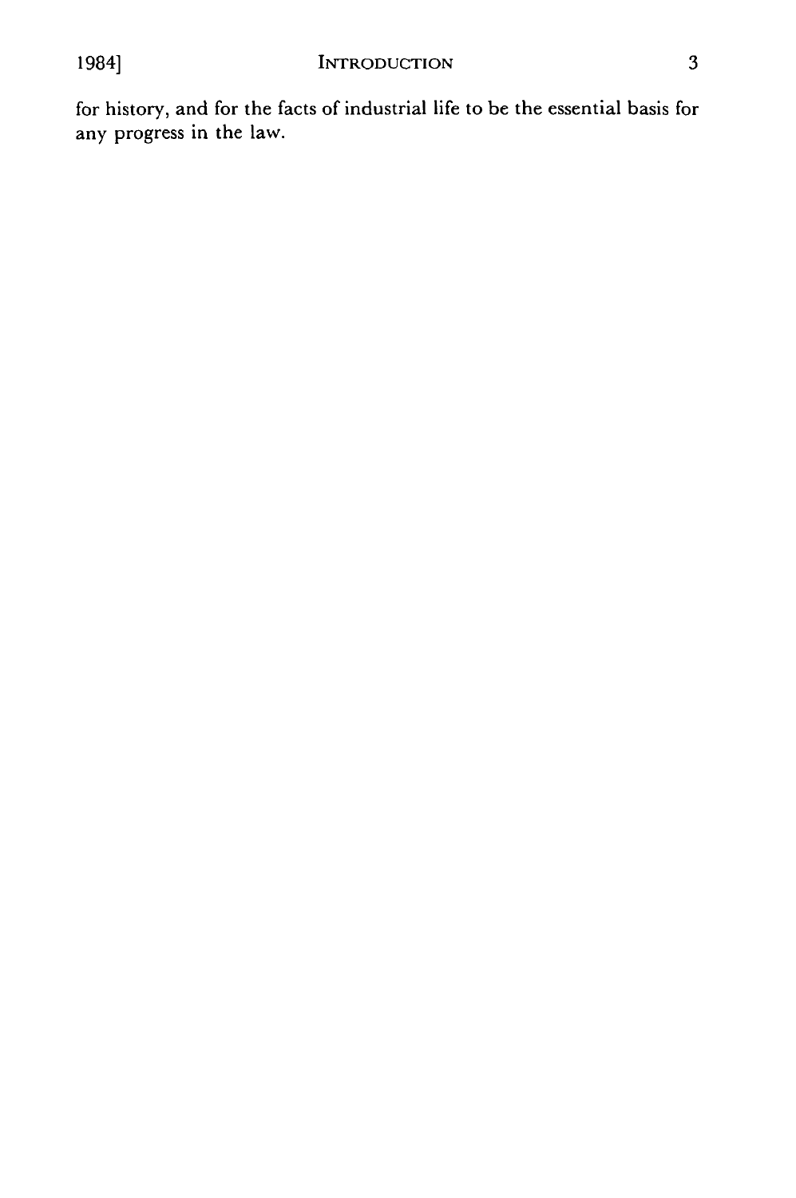for history, and for the facts of industrial life to be the essential basis for any progress in the law.